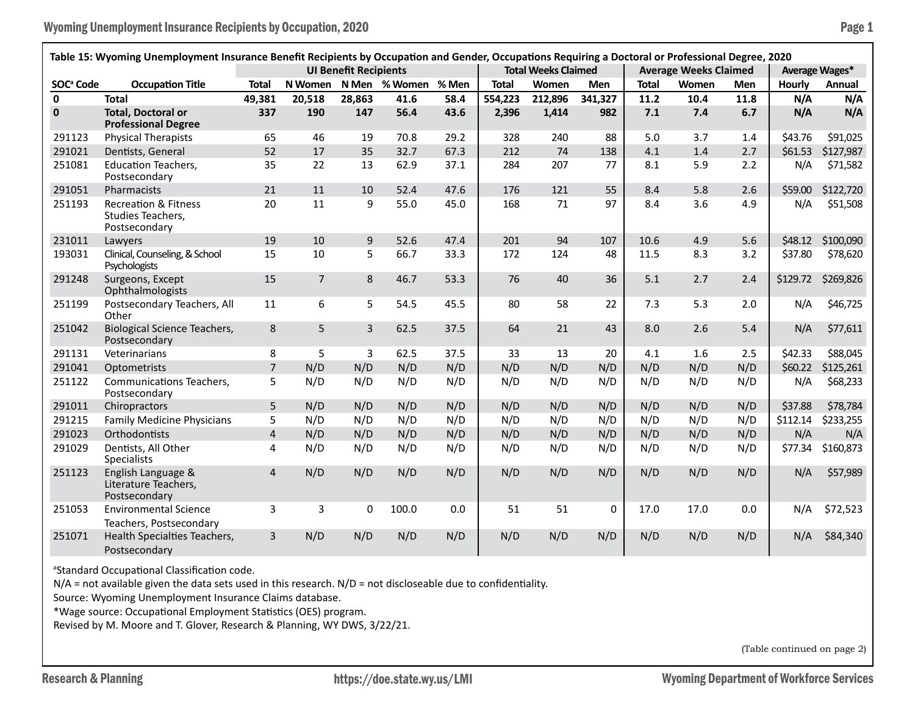**Table 15: Wyoming Unemployment Insurance Benefit Recipients by Occupation and Gender, Occupations Requiring a Doctoral or Professional Degree, 2020**

| | | UI Benefit Recipients | | | | | Total Weeks Claimed | | | Average Weeks Claimed | | | Average Wages* | |
|---|---|---|---|---|---|---|---|---|---|---|---|---|---|---|
| SOC[a] Code | Occupation Title | Total | N Women | N Men | % Women | % Men | Total | Women | Men | Total | Women | Men | Hourly | Annual |
| **0** | **Total** | **49,381** | **20,518** | **28,863** | **41.6** | **58.4** | **554,223** | **212,896** | **341,327** | **11.2** | **10.4** | **11.8** | **N/A** | **N/A** |
| **0** | **Total, Doctoral or Professional Degree** | **337** | **190** | **147** | **56.4** | **43.6** | **2,396** | **1,414** | **982** | **7.1** | **7.4** | **6.7** | **N/A** | **N/A** |
| 291123 | Physical Therapists | 65 | 46 | 19 | 70.8 | 29.2 | 328 | 240 | 88 | 5.0 | 3.7 | 1.4 | $43.76 | $91,025 |
| 291021 | Dentists, General | 52 | 17 | 35 | 32.7 | 67.3 | 212 | 74 | 138 | 4.1 | 1.4 | 2.7 | $61.53 | $127,987 |
| 251081 | Education Teachers, Postsecondary | 35 | 22 | 13 | 62.9 | 37.1 | 284 | 207 | 77 | 8.1 | 5.9 | 2.2 | N/A | $71,582 |
| 291051 | Pharmacists | 21 | 11 | 10 | 52.4 | 47.6 | 176 | 121 | 55 | 8.4 | 5.8 | 2.6 | $59.00 | $122,720 |
| 251193 | Recreation & Fitness Studies Teachers, Postsecondary | 20 | 11 | 9 | 55.0 | 45.0 | 168 | 71 | 97 | 8.4 | 3.6 | 4.9 | N/A | $51,508 |
| 231011 | Lawyers | 19 | 10 | 9 | 52.6 | 47.4 | 201 | 94 | 107 | 10.6 | 4.9 | 5.6 | $48.12 | $100,090 |
| 193031 | Clinical, Counseling, & School Psychologists | 15 | 10 | 5 | 66.7 | 33.3 | 172 | 124 | 48 | 11.5 | 8.3 | 3.2 | $37.80 | $78,620 |
| 291248 | Surgeons, Except Ophthalmologists | 15 | 7 | 8 | 46.7 | 53.3 | 76 | 40 | 36 | 5.1 | 2.7 | 2.4 | $129.72 | $269,826 |
| 251199 | Postsecondary Teachers, All Other | 11 | 6 | 5 | 54.5 | 45.5 | 80 | 58 | 22 | 7.3 | 5.3 | 2.0 | N/A | $46,725 |
| 251042 | Biological Science Teachers, Postsecondary | 8 | 5 | 3 | 62.5 | 37.5 | 64 | 21 | 43 | 8.0 | 2.6 | 5.4 | N/A | $77,611 |
| 291131 | Veterinarians | 8 | 5 | 3 | 62.5 | 37.5 | 33 | 13 | 20 | 4.1 | 1.6 | 2.5 | $42.33 | $88,045 |
| 291041 | Optometrists | 7 | N/D | N/D | N/D | N/D | N/D | N/D | N/D | N/D | N/D | N/D | $60.22 | $125,261 |
| 251122 | Communications Teachers, Postsecondary | 5 | N/D | N/D | N/D | N/D | N/D | N/D | N/D | N/D | N/D | N/D | N/A | $68,233 |
| 291011 | Chiropractors | 5 | N/D | N/D | N/D | N/D | N/D | N/D | N/D | N/D | N/D | N/D | $37.88 | $78,784 |
| 291215 | Family Medicine Physicians | 5 | N/D | N/D | N/D | N/D | N/D | N/D | N/D | N/D | N/D | N/D | $112.14 | $233,255 |
| 291023 | Orthodontists | 4 | N/D | N/D | N/D | N/D | N/D | N/D | N/D | N/D | N/D | N/D | N/A | N/A |
| 291029 | Dentists, All Other Specialists | 4 | N/D | N/D | N/D | N/D | N/D | N/D | N/D | N/D | N/D | N/D | $77.34 | $160,873 |
| 251123 | English Language & Literature Teachers, Postsecondary | 4 | N/D | N/D | N/D | N/D | N/D | N/D | N/D | N/D | N/D | N/D | N/A | $57,989 |
| 251053 | Environmental Science Teachers, Postsecondary | 3 | 3 | 0 | 100.0 | 0.0 | 51 | 51 | 0 | 17.0 | 17.0 | 0.0 | N/A | $72,523 |
| 251071 | Health Specialties Teachers, Postsecondary | 3 | N/D | N/D | N/D | N/D | N/D | N/D | N/D | N/D | N/D | N/D | N/A | $84,340 |

[a]Standard Occupational Classification code.
N/A = not available given the data sets used in this research. N/D = not discloseable due to confidentiality.
Source: Wyoming Unemployment Insurance Claims database.
*Wage source: Occupational Employment Statistics (OES) program.
Revised by M. Moore and T. Glover, Research & Planning, WY DWS, 3/22/21.

(Table continued on page 2)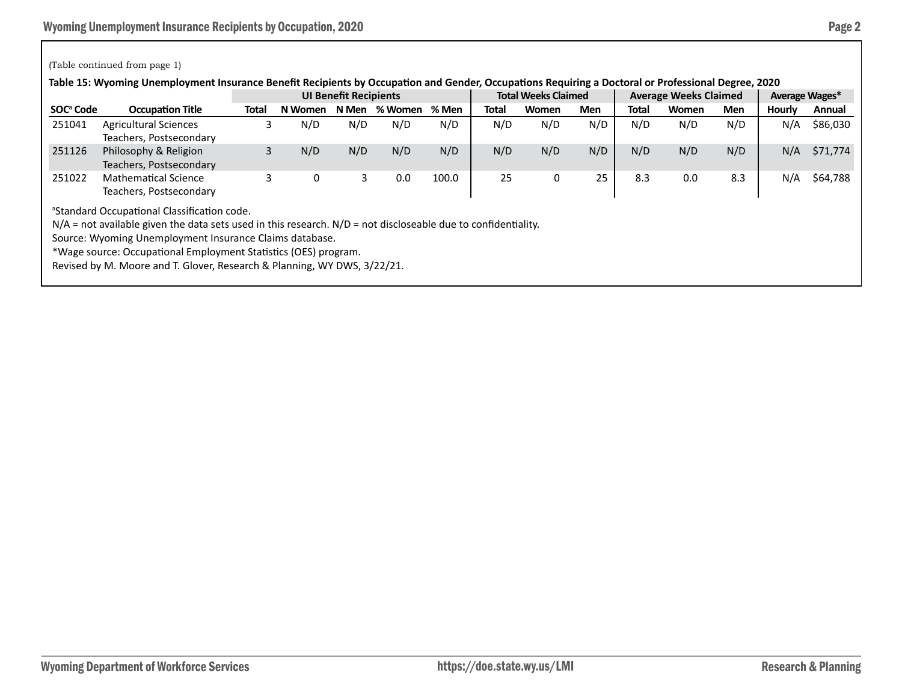(Table continued from page 1)

**Table 15: Wyoming Unemployment Insurance Benefit Recipients by Occupation and Gender, Occupations Requiring a Doctoral or Professional Degree, 2020**

| | | UI Benefit Recipients | | | | | Total Weeks Claimed | | | Average Weeks Claimed | | | Average Wages* | |
|---|---|---|---|---|---|---|---|---|---|---|---|---|---|---|
| SOC[a] Code | Occupation Title | Total | N Women | N Men | % Women | % Men | Total | Women | Men | Total | Women | Men | Hourly | Annual |
| 251041 | Agricultural Sciences Teachers, Postsecondary | 3 | N/D | N/D | N/D | N/D | N/D | N/D | N/D | N/D | N/D | N/D | N/A | $86,030 |
| 251126 | Philosophy & Religion Teachers, Postsecondary | 3 | N/D | N/D | N/D | N/D | N/D | N/D | N/D | N/D | N/D | N/D | N/A | $71,774 |
| 251022 | Mathematical Science Teachers, Postsecondary | 3 | 0 | 3 | 0.0 | 100.0 | 25 | 0 | 25 | 8.3 | 0.0 | 8.3 | N/A | $64,788 |

[a]Standard Occupational Classification code.
N/A = not available given the data sets used in this research. N/D = not discloseable due to confidentiality.
Source: Wyoming Unemployment Insurance Claims database.
*Wage source: Occupational Employment Statistics (OES) program.
Revised by M. Moore and T. Glover, Research & Planning, WY DWS, 3/22/21.